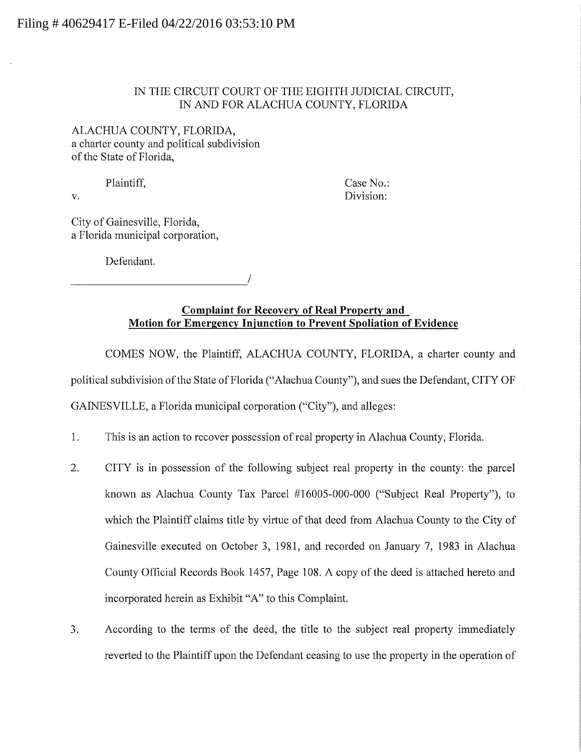Filing # 40629417 E-Filed 04/22/2016 03:53:10 PM

IN THE CIRCUIT COURT OF THE EIGHTH JUDICIAL CIRCUIT,
IN AND FOR ALACHUA COUNTY, FLORIDA

ALACHUA COUNTY, FLORIDA,
a charter county and political subdivision
of the State of Florida,

Plaintiff,

v.

Case No.:
Division:

City of Gainesville, Florida,
a Florida municipal corporation,

Defendant.

_______________________________/

**Complaint for Recovery of Real Property and Motion for Emergency Injunction to Prevent Spoliation of Evidence**

COMES NOW, the Plaintiff, ALACHUA COUNTY, FLORIDA, a charter county and political subdivision of the State of Florida ("Alachua County"), and sues the Defendant, CITY OF GAINESVILLE, a Florida municipal corporation ("City"), and alleges:

1. This is an action to recover possession of real property in Alachua County, Florida.

2. CITY is in possession of the following subject real property in the county: the parcel known as Alachua County Tax Parcel #16005-000-000 ("Subject Real Property"), to which the Plaintiff claims title by virtue of that deed from Alachua County to the City of Gainesville executed on October 3, 1981, and recorded on January 7, 1983 in Alachua County Official Records Book 1457, Page 108. A copy of the deed is attached hereto and incorporated herein as Exhibit "A" to this Complaint.

3. According to the terms of the deed, the title to the subject real property immediately reverted to the Plaintiff upon the Defendant ceasing to use the property in the operation of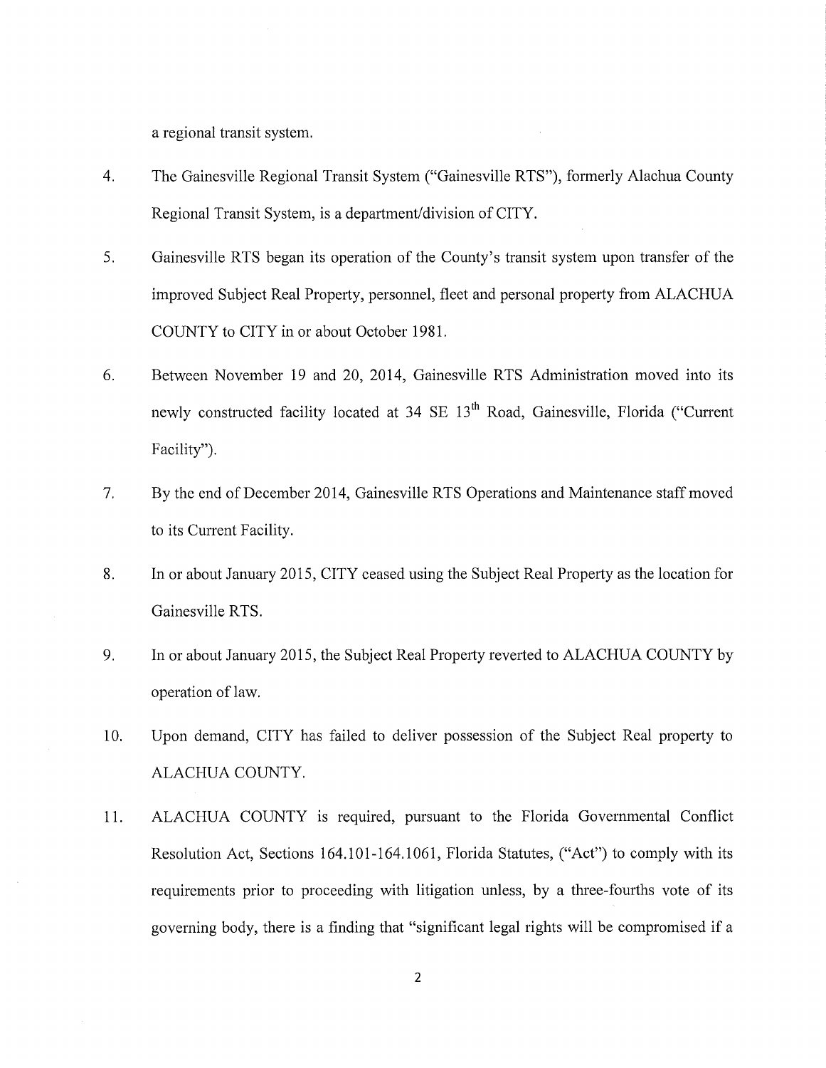a regional transit system.

4. The Gainesville Regional Transit System ("Gainesville RTS"), formerly Alachua County Regional Transit System, is a department/division of CITY.

5. Gainesville RTS began its operation of the County's transit system upon transfer of the improved Subject Real Property, personnel, fleet and personal property from ALACHUA COUNTY to CITY in or about October 1981.

6. Between November 19 and 20, 2014, Gainesville RTS Administration moved into its newly constructed facility located at 34 SE 13th Road, Gainesville, Florida ("Current Facility").

7. By the end of December 2014, Gainesville RTS Operations and Maintenance staff moved to its Current Facility.

8. In or about January 2015, CITY ceased using the Subject Real Property as the location for Gainesville RTS.

9. In or about January 2015, the Subject Real Property reverted to ALACHUA COUNTY by operation of law.

10. Upon demand, CITY has failed to deliver possession of the Subject Real property to ALACHUA COUNTY.

11. ALACHUA COUNTY is required, pursuant to the Florida Governmental Conflict Resolution Act, Sections 164.101-164.1061, Florida Statutes, ("Act") to comply with its requirements prior to proceeding with litigation unless, by a three-fourths vote of its governing body, there is a finding that "significant legal rights will be compromised if a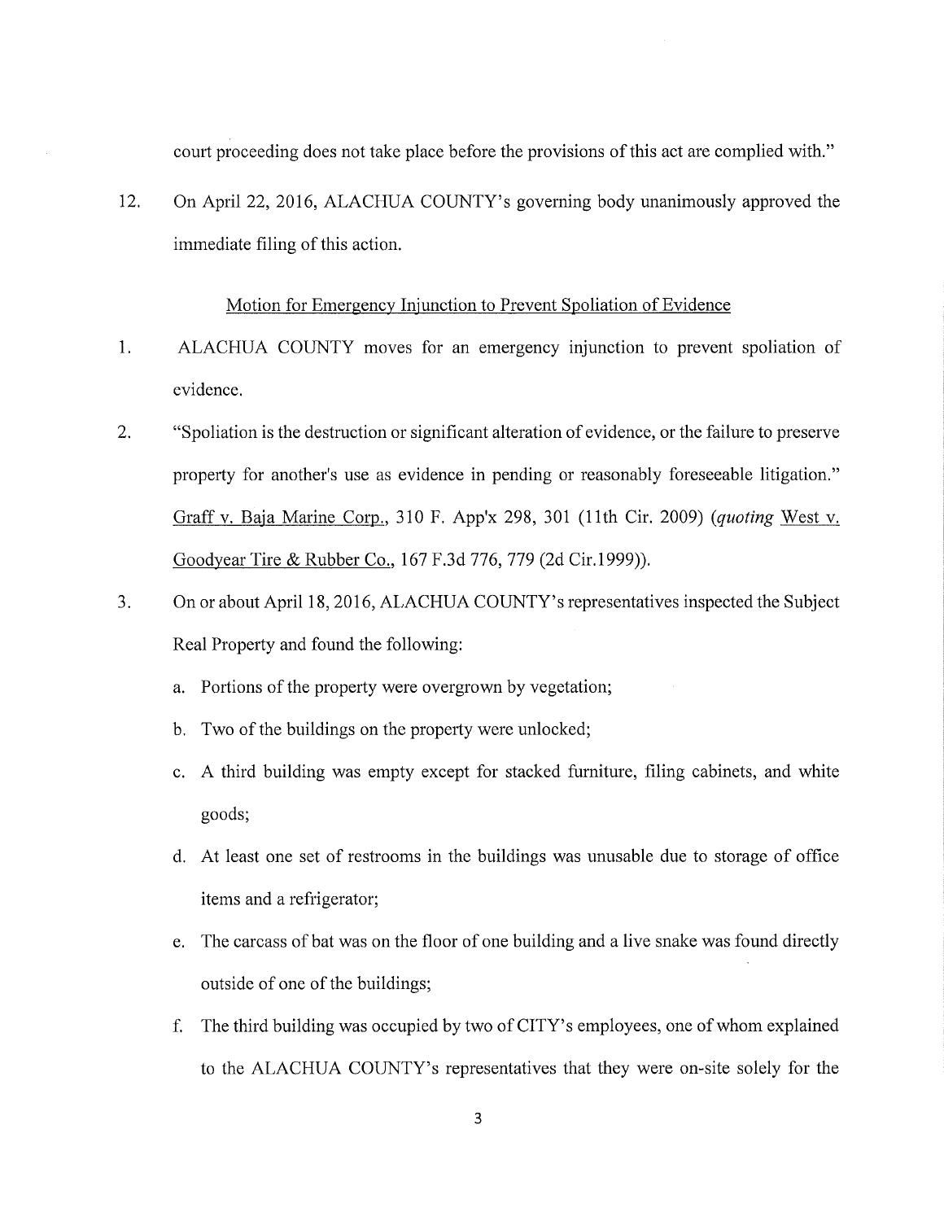court proceeding does not take place before the provisions of this act are complied with."

12. On April 22, 2016, ALACHUA COUNTY's governing body unanimously approved the immediate filing of this action.

<u>Motion for Emergency Injunction to Prevent Spoliation of Evidence</u>

1. ALACHUA COUNTY moves for an emergency injunction to prevent spoliation of evidence.

2. "Spoliation is the destruction or significant alteration of evidence, or the failure to preserve property for another's use as evidence in pending or reasonably foreseeable litigation." <u>Graff v. Baja Marine Corp.</u>, 310 F. App'x 298, 301 (11th Cir. 2009) (*quoting* <u>West v. Goodyear Tire & Rubber Co.</u>, 167 F.3d 776, 779 (2d Cir.1999)).

3. On or about April 18, 2016, ALACHUA COUNTY's representatives inspected the Subject Real Property and found the following:

   a. Portions of the property were overgrown by vegetation;

   b. Two of the buildings on the property were unlocked;

   c. A third building was empty except for stacked furniture, filing cabinets, and white goods;

   d. At least one set of restrooms in the buildings was unusable due to storage of office items and a refrigerator;

   e. The carcass of bat was on the floor of one building and a live snake was found directly outside of one of the buildings;

   f. The third building was occupied by two of CITY's employees, one of whom explained to the ALACHUA COUNTY's representatives that they were on-site solely for the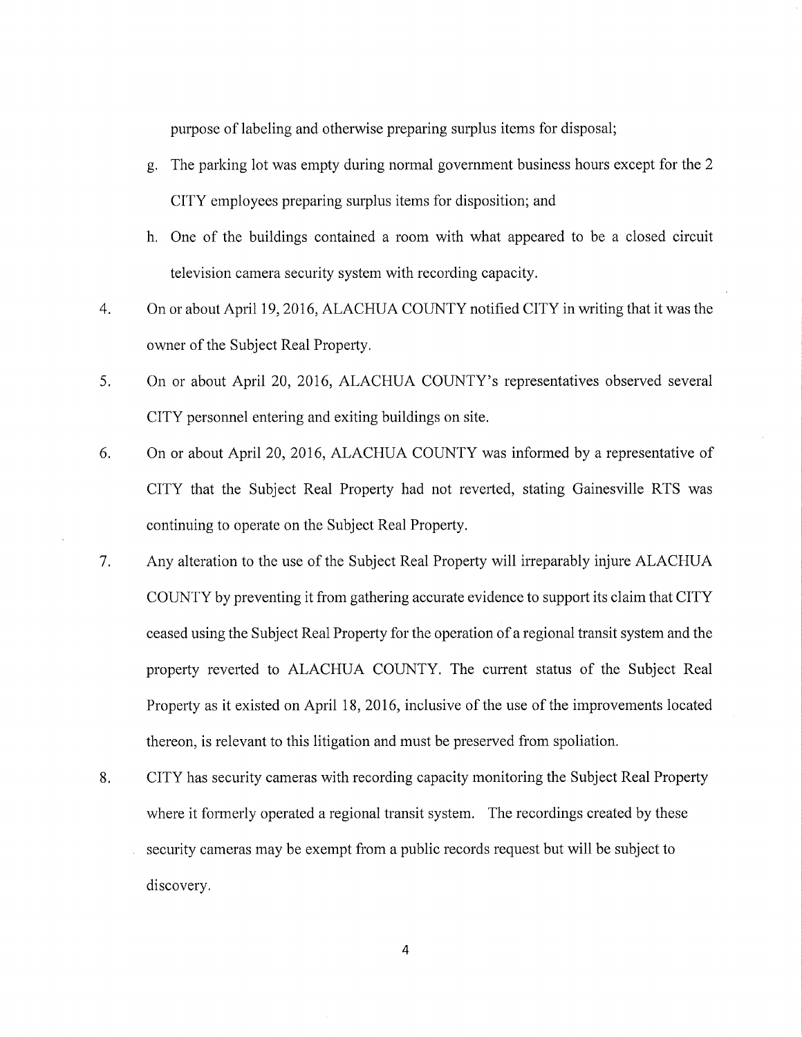purpose of labeling and otherwise preparing surplus items for disposal;

g. The parking lot was empty during normal government business hours except for the 2 CITY employees preparing surplus items for disposition; and

h. One of the buildings contained a room with what appeared to be a closed circuit television camera security system with recording capacity.

4. On or about April 19, 2016, ALACHUA COUNTY notified CITY in writing that it was the owner of the Subject Real Property.

5. On or about April 20, 2016, ALACHUA COUNTY's representatives observed several CITY personnel entering and exiting buildings on site.

6. On or about April 20, 2016, ALACHUA COUNTY was informed by a representative of CITY that the Subject Real Property had not reverted, stating Gainesville RTS was continuing to operate on the Subject Real Property.

7. Any alteration to the use of the Subject Real Property will irreparably injure ALACHUA COUNTY by preventing it from gathering accurate evidence to support its claim that CITY ceased using the Subject Real Property for the operation of a regional transit system and the property reverted to ALACHUA COUNTY. The current status of the Subject Real Property as it existed on April 18, 2016, inclusive of the use of the improvements located thereon, is relevant to this litigation and must be preserved from spoliation.

8. CITY has security cameras with recording capacity monitoring the Subject Real Property where it formerly operated a regional transit system. The recordings created by these security cameras may be exempt from a public records request but will be subject to discovery.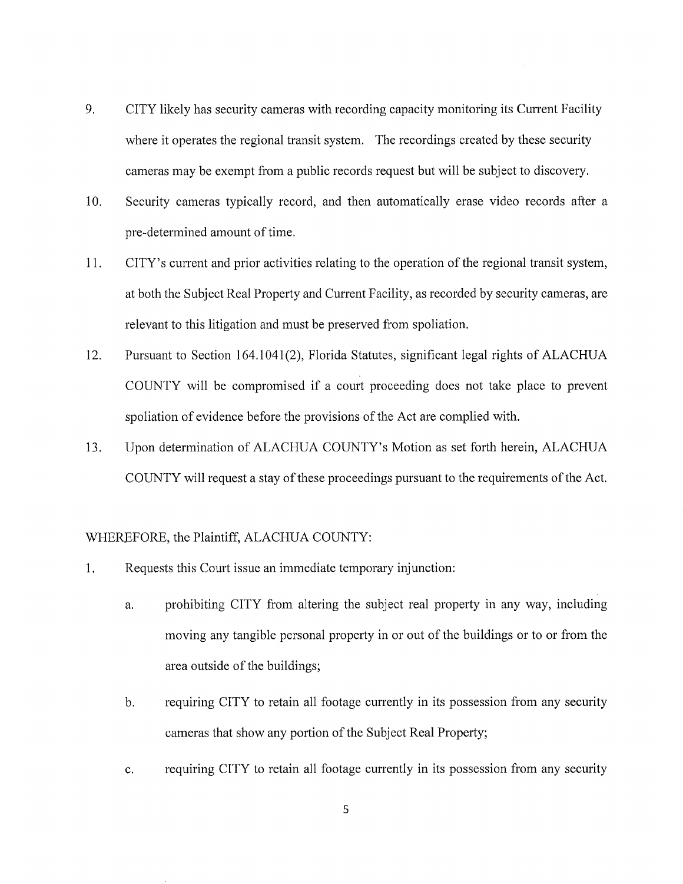9. CITY likely has security cameras with recording capacity monitoring its Current Facility where it operates the regional transit system. The recordings created by these security cameras may be exempt from a public records request but will be subject to discovery.

10. Security cameras typically record, and then automatically erase video records after a pre-determined amount of time.

11. CITY's current and prior activities relating to the operation of the regional transit system, at both the Subject Real Property and Current Facility, as recorded by security cameras, are relevant to this litigation and must be preserved from spoliation.

12. Pursuant to Section 164.1041(2), Florida Statutes, significant legal rights of ALACHUA COUNTY will be compromised if a court proceeding does not take place to prevent spoliation of evidence before the provisions of the Act are complied with.

13. Upon determination of ALACHUA COUNTY's Motion as set forth herein, ALACHUA COUNTY will request a stay of these proceedings pursuant to the requirements of the Act.

WHEREFORE, the Plaintiff, ALACHUA COUNTY:

1. Requests this Court issue an immediate temporary injunction:

   a. prohibiting CITY from altering the subject real property in any way, including moving any tangible personal property in or out of the buildings or to or from the area outside of the buildings;

   b. requiring CITY to retain all footage currently in its possession from any security cameras that show any portion of the Subject Real Property;

   c. requiring CITY to retain all footage currently in its possession from any security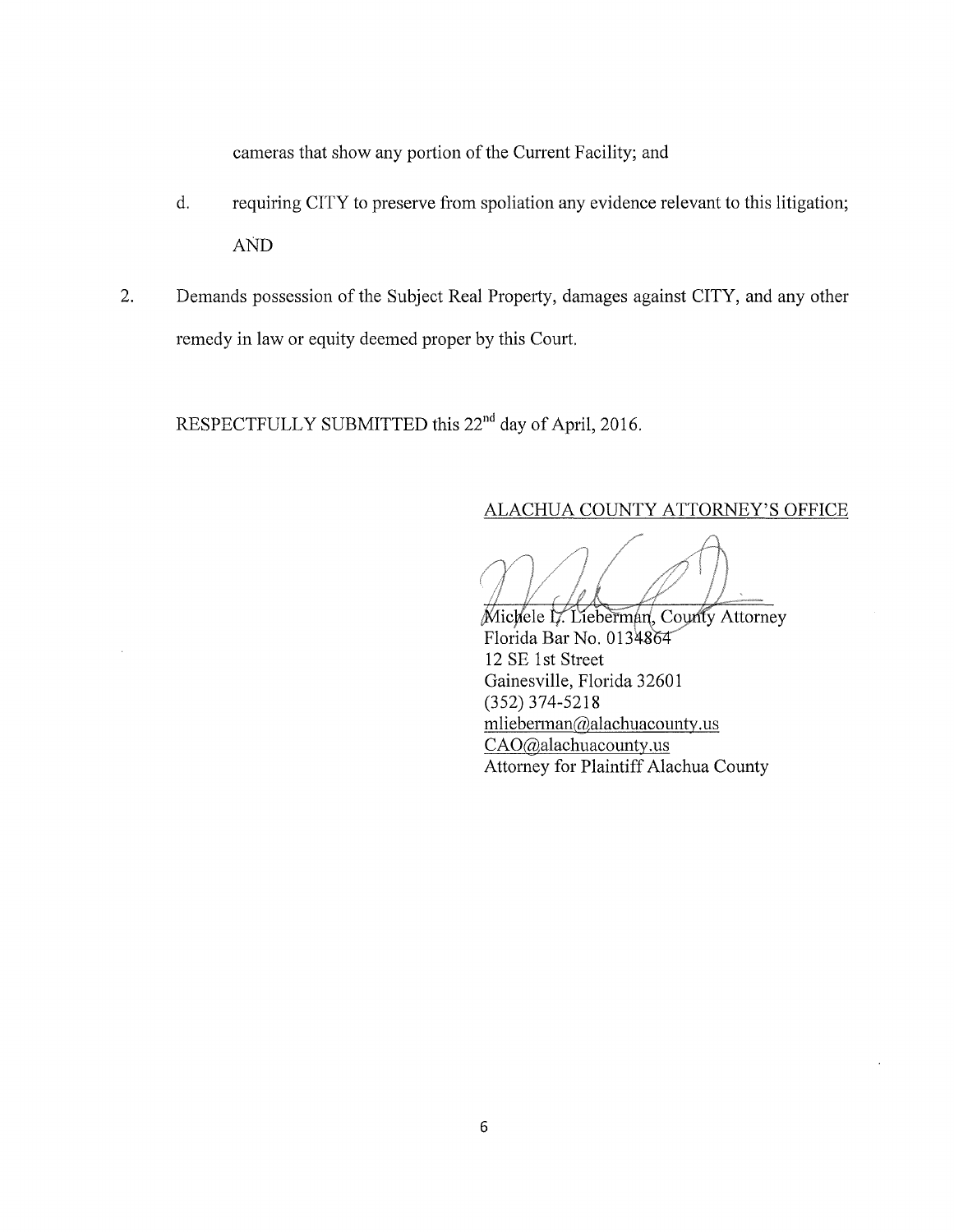cameras that show any portion of the Current Facility; and

d. requiring CITY to preserve from spoliation any evidence relevant to this litigation; AND

2. Demands possession of the Subject Real Property, damages against CITY, and any other remedy in law or equity deemed proper by this Court.

RESPECTFULLY SUBMITTED this 22nd day of April, 2016.

ALACHUA COUNTY ATTORNEY'S OFFICE

Michele L. Lieberman, County Attorney
Florida Bar No. 0134864
12 SE 1st Street
Gainesville, Florida 32601
(352) 374-5218
mlieberman@alachuacounty.us
CAO@alachuacounty.us
Attorney for Plaintiff Alachua County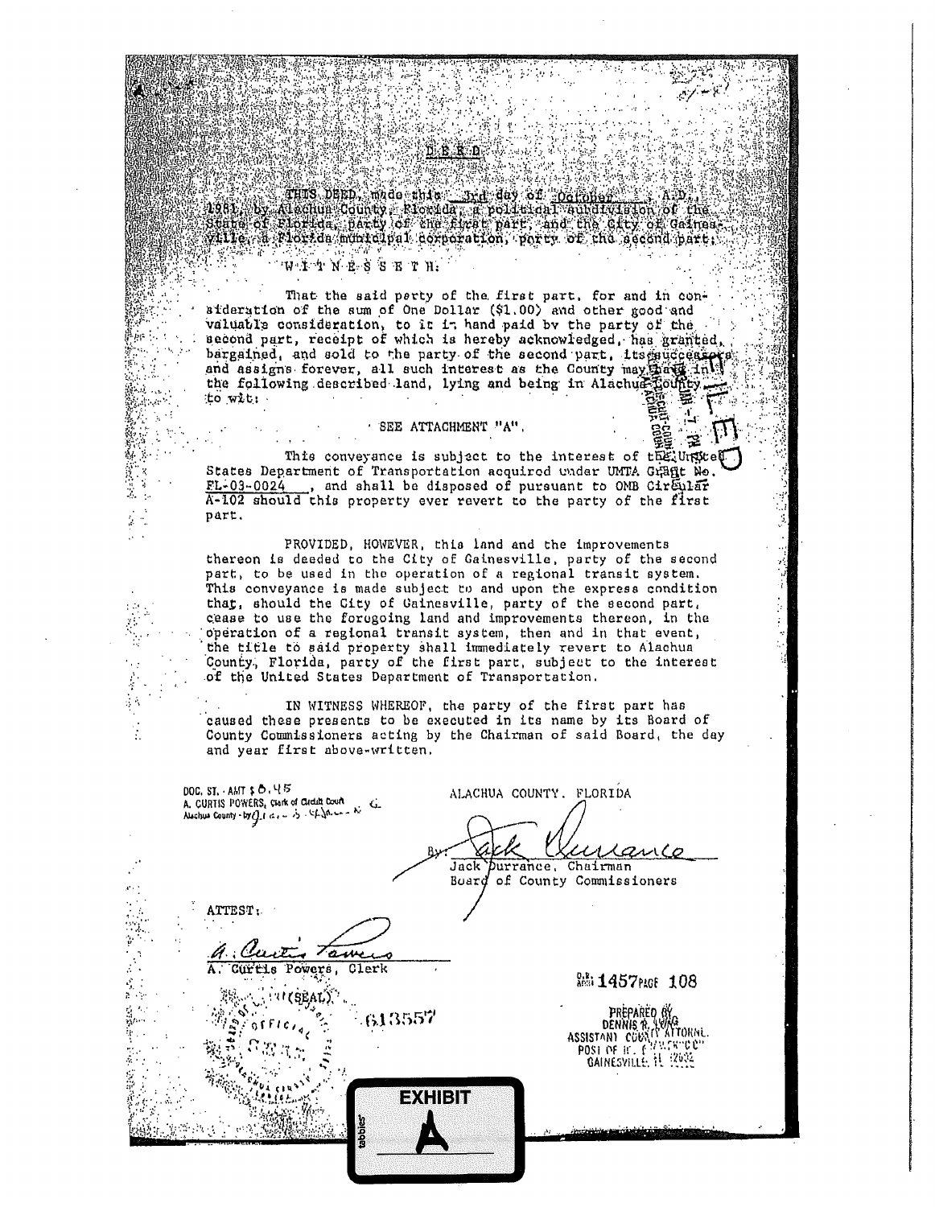# DEED

THIS DEED, made this 3rd day of October, A.D., 1981, by Alachua County, Florida, a political subdivision of the State of Florida, party of the first part, and the City of Gainesville, a Florida municipal corporation, party of the second part;

W I T N E S S E T H:

That the said party of the first part, for and in consideration of the sum of One Dollar ($1.00) and other good and valuable consideration, to it in hand paid by the party of the second part, receipt of which is hereby acknowledged, has granted, bargained, and sold to the party of the second part, its successors and assigns forever, all such interest as the County may have in the following described land, lying and being in Alachua County, to wit:

SEE ATTACHMENT "A".

This conveyance is subject to the interest of the United States Department of Transportation acquired under UMTA Grant No. FL-03-0024, and shall be disposed of pursuant to OMB Circular A-102 should this property ever revert to the party of the first part.

PROVIDED, HOWEVER, this land and the improvements thereon is deeded to the City of Gainesville, party of the second part, to be used in the operation of a regional transit system. This conveyance is made subject to and upon the express condition that, should the City of Gainesville, party of the second part, cease to use the foregoing land and improvements thereon, in the operation of a regional transit system, then and in that event, the title to said property shall immediately revert to Alachua County, Florida, party of the first part, subject to the interest of the United States Department of Transportation.

IN WITNESS WHEREOF, the party of the first part has caused these presents to be executed in its name by its Board of County Commissioners acting by the Chairman of said Board, the day and year first above-written.

DOC. ST. - AMT $ 0.45
A. CURTIS POWERS, Clerk of Circuit Court
Alachua County - by

ALACHUA COUNTY, FLORIDA

By: *Jack Durrance*
Jack Durrance, Chairman
Board of County Commissioners

ATTEST:

*A. Curtis Powers*
A. Curtis Powers, Clerk

(SEAL)

613557

O.R. BOOK 1457 PAGE 108

PREPARED BY
DENNIS R. LONG
ASSISTANT COUNTY ATTORNEY
POST OFFICE
GAINESVILLE, FL

FILED

EXHIBIT A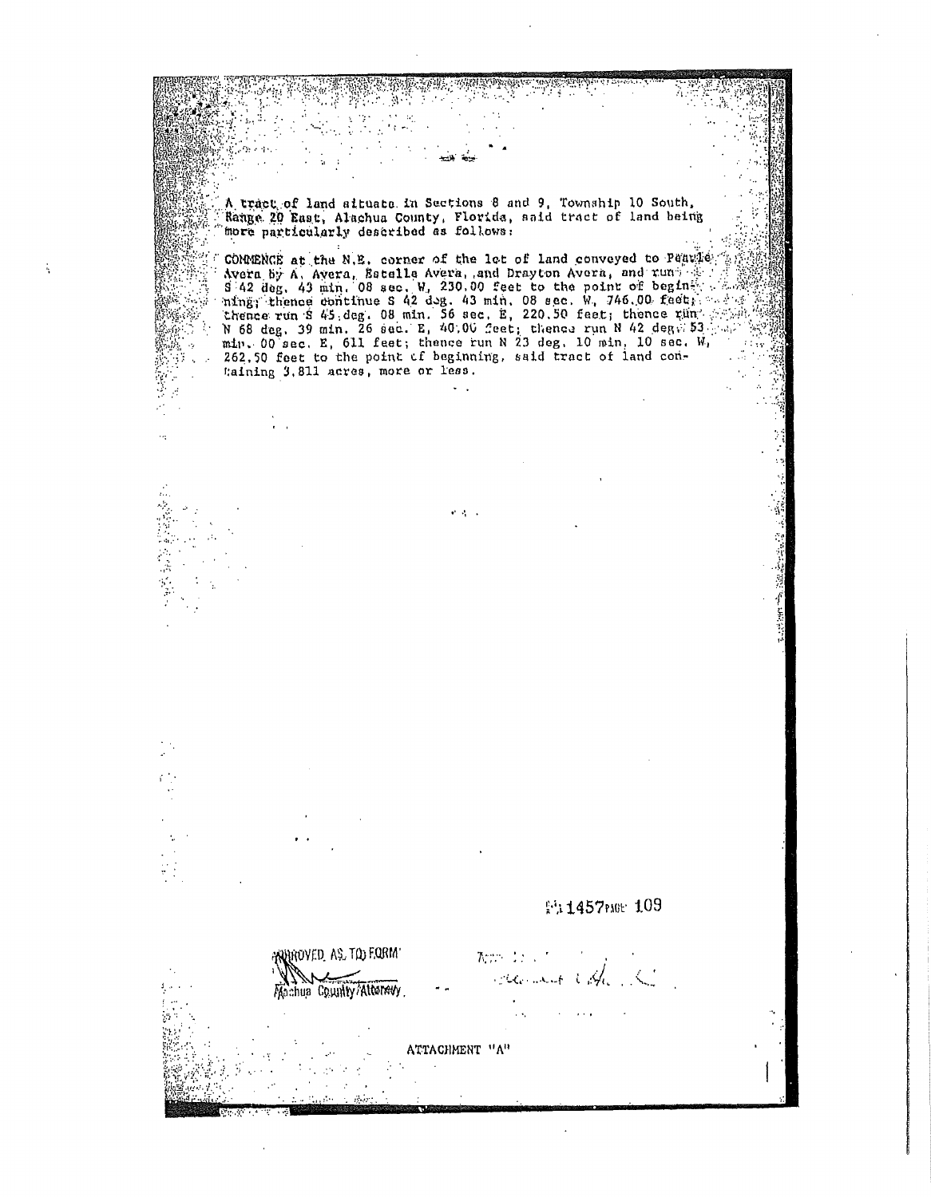A tract of land situate in Sections 8 and 9, Township 10 South, Range 20 East, Alachua County, Florida, said tract of land being more particularly described as follows:

COMMENCE at the N.E. corner of the lot of land conveyed to Pearle Avera by A. Avera, Estella Avera, and Drayton Avera, and run S 42 deg. 43 min. 08 sec. W, 230.00 feet to the point of beginning; thence continue S 42 deg. 43 min. 08 sec. W, 746.00 feet; thence run S 45 deg. 08 min. 56 sec. E, 220.50 feet; thence run N 68 deg. 39 min. 26 sec. E, 40.00 feet; thence run N 42 deg. 53 min. 00 sec. E, 611 feet; thence run N 23 deg. 10 min. 10 sec. W, 262.50 feet to the point of beginning, said tract of land containing 3.811 acres, more or less.

1457 PAGE 109

APPROVED AS TO FORM

Alachua County Attorney

ATTACHMENT "A"